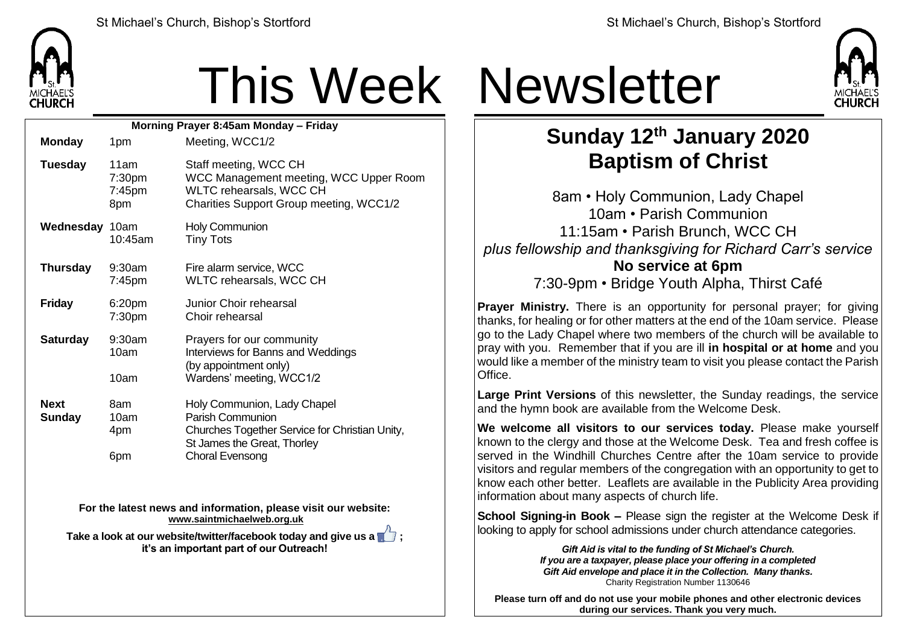# This Week Newsletter

**Morning Prayer 8:45am Monday – Friday**

| | | |
|---|---|---|
| **Monday** | 1pm | Meeting, WCC1/2 |
| **Tuesday** | 11am<br>7:30pm<br>7:45pm<br>8pm | Staff meeting, WCC CH<br>WCC Management meeting, WCC Upper Room<br>WLTC rehearsals, WCC CH<br>Charities Support Group meeting, WCC1/2 |
| **Wednesday** | 10am<br>10:45am | Holy Communion<br>Tiny Tots |
| **Thursday** | 9:30am<br>7:45pm | Fire alarm service, WCC<br>WLTC rehearsals, WCC CH |
| **Friday** | 6:20pm<br>7:30pm | Junior Choir rehearsal<br>Choir rehearsal |
| **Saturday** | 9:30am<br>10am<br><br>10am | Prayers for our community<br>Interviews for Banns and Weddings<br>(by appointment only)<br>Wardens' meeting, WCC1/2 |
| **Next Sunday** | 8am<br>10am<br>4pm<br><br>6pm | Holy Communion, Lady Chapel<br>Parish Communion<br>Churches Together Service for Christian Unity,<br>St James the Great, Thorley<br>Choral Evensong |

**For the latest news and information, please visit our website: www.saintmichaelweb.org.uk**

**Take a look at our website/twitter/facebook today and give us a 👍 ; it's an important part of our Outreach!**

## Sunday 12th January 2020
## Baptism of Christ

8am • Holy Communion, Lady Chapel
10am • Parish Communion
11:15am • Parish Brunch, WCC CH
*plus fellowship and thanksgiving for Richard Carr's service*
**No service at 6pm**
7:30-9pm • Bridge Youth Alpha, Thirst Café

**Prayer Ministry.** There is an opportunity for personal prayer; for giving thanks, for healing or for other matters at the end of the 10am service. Please go to the Lady Chapel where two members of the church will be available to pray with you. Remember that if you are ill **in hospital or at home** and you would like a member of the ministry team to visit you please contact the Parish Office.

**Large Print Versions** of this newsletter, the Sunday readings, the service and the hymn book are available from the Welcome Desk.

**We welcome all visitors to our services today.** Please make yourself known to the clergy and those at the Welcome Desk. Tea and fresh coffee is served in the Windhill Churches Centre after the 10am service to provide visitors and regular members of the congregation with an opportunity to get to know each other better. Leaflets are available in the Publicity Area providing information about many aspects of church life.

**School Signing-in Book –** Please sign the register at the Welcome Desk if looking to apply for school admissions under church attendance categories.

***Gift Aid is vital to the funding of St Michael's Church. If you are a taxpayer, please place your offering in a completed Gift Aid envelope and place it in the Collection. Many thanks.***
Charity Registration Number 1130646

**Please turn off and do not use your mobile phones and other electronic devices during our services. Thank you very much.**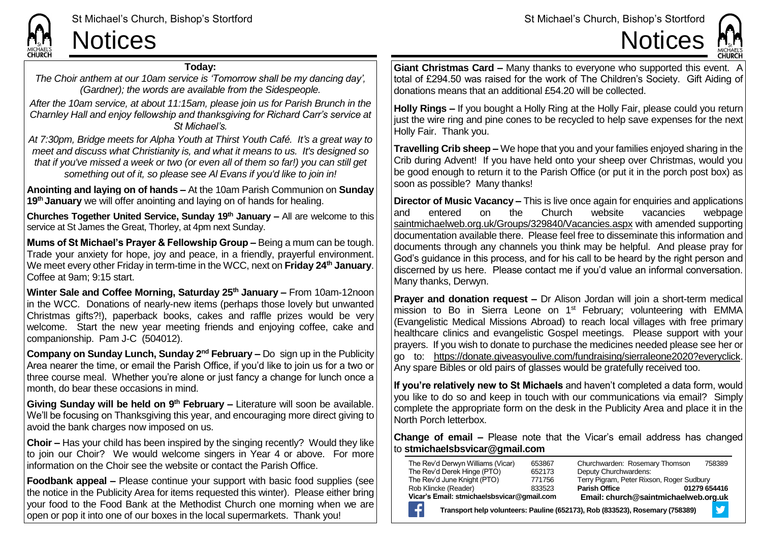# Notices

**Today:**

*The Choir anthem at our 10am service is 'Tomorrow shall be my dancing day', (Gardner); the words are available from the Sidespeople.*

*After the 10am service, at about 11:15am, please join us for Parish Brunch in the Charnley Hall and enjoy fellowship and thanksgiving for Richard Carr's service at St Michael's.*

*At 7:30pm, Bridge meets for Alpha Youth at Thirst Youth Café. It's a great way to meet and discuss what Christianity is, and what it means to us. It's designed so that if you've missed a week or two (or even all of them so far!) you can still get something out of it, so please see Al Evans if you'd like to join in!*

**Anointing and laying on of hands –** At the 10am Parish Communion on **Sunday 19th January** we will offer anointing and laying on of hands for healing.

**Churches Together United Service, Sunday 19th January –** All are welcome to this service at St James the Great, Thorley, at 4pm next Sunday.

**Mums of St Michael's Prayer & Fellowship Group –** Being a mum can be tough. Trade your anxiety for hope, joy and peace, in a friendly, prayerful environment. We meet every other Friday in term-time in the WCC, next on **Friday 24th January**. Coffee at 9am; 9:15 start.

**Winter Sale and Coffee Morning, Saturday 25th January –** From 10am-12noon in the WCC. Donations of nearly-new items (perhaps those lovely but unwanted Christmas gifts?!), paperback books, cakes and raffle prizes would be very welcome. Start the new year meeting friends and enjoying coffee, cake and companionship. Pam J-C (504012).

**Company on Sunday Lunch, Sunday 2nd February –** Do sign up in the Publicity Area nearer the time, or email the Parish Office, if you'd like to join us for a two or three course meal. Whether you're alone or just fancy a change for lunch once a month, do bear these occasions in mind.

**Giving Sunday will be held on 9th February –** Literature will soon be available. We'll be focusing on Thanksgiving this year, and encouraging more direct giving to avoid the bank charges now imposed on us.

**Choir –** Has your child has been inspired by the singing recently? Would they like to join our Choir? We would welcome singers in Year 4 or above. For more information on the Choir see the website or contact the Parish Office.

**Foodbank appeal –** Please continue your support with basic food supplies (see the notice in the Publicity Area for items requested this winter). Please either bring your food to the Food Bank at the Methodist Church one morning when we are open or pop it into one of our boxes in the local supermarkets. Thank you!

**Giant Christmas Card –** Many thanks to everyone who supported this event. A total of £294.50 was raised for the work of The Children's Society. Gift Aiding of donations means that an additional £54.20 will be collected.

**Holly Rings –** If you bought a Holly Ring at the Holly Fair, please could you return just the wire ring and pine cones to be recycled to help save expenses for the next Holly Fair. Thank you.

**Travelling Crib sheep –** We hope that you and your families enjoyed sharing in the Crib during Advent! If you have held onto your sheep over Christmas, would you be good enough to return it to the Parish Office (or put it in the porch post box) as soon as possible? Many thanks!

**Director of Music Vacancy –** This is live once again for enquiries and applications and entered on the Church website vacancies webpage saintmichaelweb.org.uk/Groups/329840/Vacancies.aspx with amended supporting documentation available there. Please feel free to disseminate this information and documents through any channels you think may be helpful. And please pray for God's guidance in this process, and for his call to be heard by the right person and discerned by us here. Please contact me if you'd value an informal conversation. Many thanks, Derwyn.

**Prayer and donation request –** Dr Alison Jordan will join a short-term medical mission to Bo in Sierra Leone on 1st February; volunteering with EMMA (Evangelistic Medical Missions Abroad) to reach local villages with free primary healthcare clinics and evangelistic Gospel meetings. Please support with your prayers. If you wish to donate to purchase the medicines needed please see her or go to: https://donate.giveasyoulive.com/fundraising/sierraleone2020?everyclick. Any spare Bibles or old pairs of glasses would be gratefully received too.

**If you're relatively new to St Michaels** and haven't completed a data form, would you like to do so and keep in touch with our communications via email? Simply complete the appropriate form on the desk in the Publicity Area and place it in the North Porch letterbox.

**Change of email –** Please note that the Vicar's email address has changed to **stmichaelsbsvicar@gmail.com**

| | | | |
|---|---|---|---|
| The Rev'd Derwyn Williams (Vicar) | 653867 | Churchwarden: Rosemary Thomson | 758389 |
| The Rev'd Derek Hinge (PTO) | 652173 | Deputy Churchwardens: | |
| The Rev'd June Knight (PTO) | 771756 | Terry Pigram, Peter Rixson, Roger Sudbury | |
| Rob Klincke (Reader) | 833523 | **Parish Office** | **01279 654416** |
| **Vicar's Email: stmichaelsbsvicar@gmail.com** | | **Email: church@saintmichaelweb.org.uk** | |

**Transport help volunteers: Pauline (652173), Rob (833523), Rosemary (758389)**